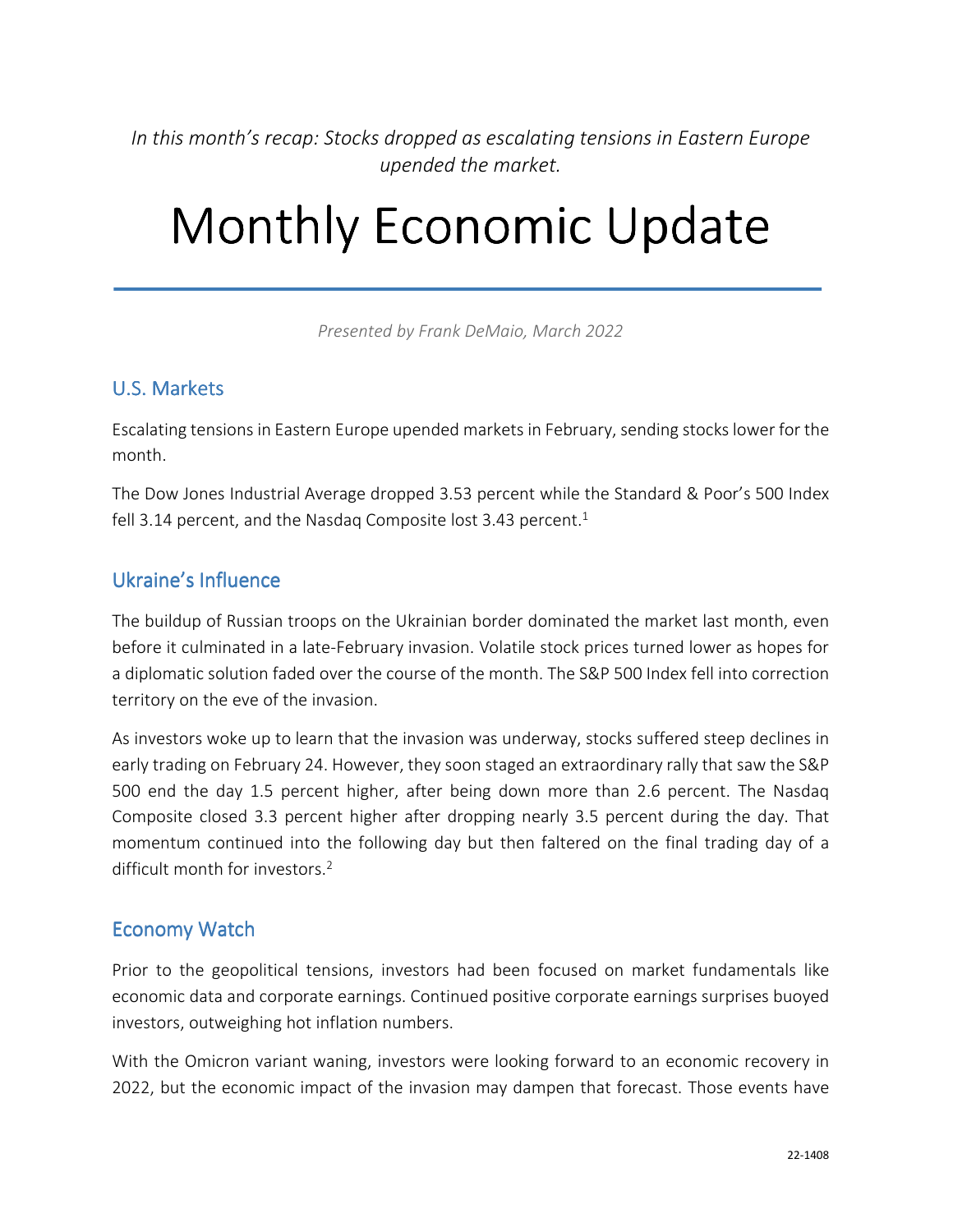*In this month's recap: Stocks dropped as escalating tensions in Eastern Europe upended the market.*

# Monthly Economic Update

*Presented by Frank DeMaio, March 2022*

## U.S. Markets

Escalating tensions in Eastern Europe upended markets in February, sending stocks lower for the month.

The Dow Jones Industrial Average dropped 3.53 percent while the Standard & Poor's 500 Index fell 3.14 percent, and the Nasdaq Composite lost 3.43 percent.[1]

## Ukraine's Influence

The buildup of Russian troops on the Ukrainian border dominated the market last month, even before it culminated in a late-February invasion. Volatile stock prices turned lower as hopes for a diplomatic solution faded over the course of the month. The S&P 500 Index fell into correction territory on the eve of the invasion.

As investors woke up to learn that the invasion was underway, stocks suffered steep declines in early trading on February 24. However, they soon staged an extraordinary rally that saw the S&P 500 end the day 1.5 percent higher, after being down more than 2.6 percent. The Nasdaq Composite closed 3.3 percent higher after dropping nearly 3.5 percent during the day. That momentum continued into the following day but then faltered on the final trading day of a difficult month for investors.[2]

## Economy Watch

Prior to the geopolitical tensions, investors had been focused on market fundamentals like economic data and corporate earnings. Continued positive corporate earnings surprises buoyed investors, outweighing hot inflation numbers.

With the Omicron variant waning, investors were looking forward to an economic recovery in 2022, but the economic impact of the invasion may dampen that forecast. Those events have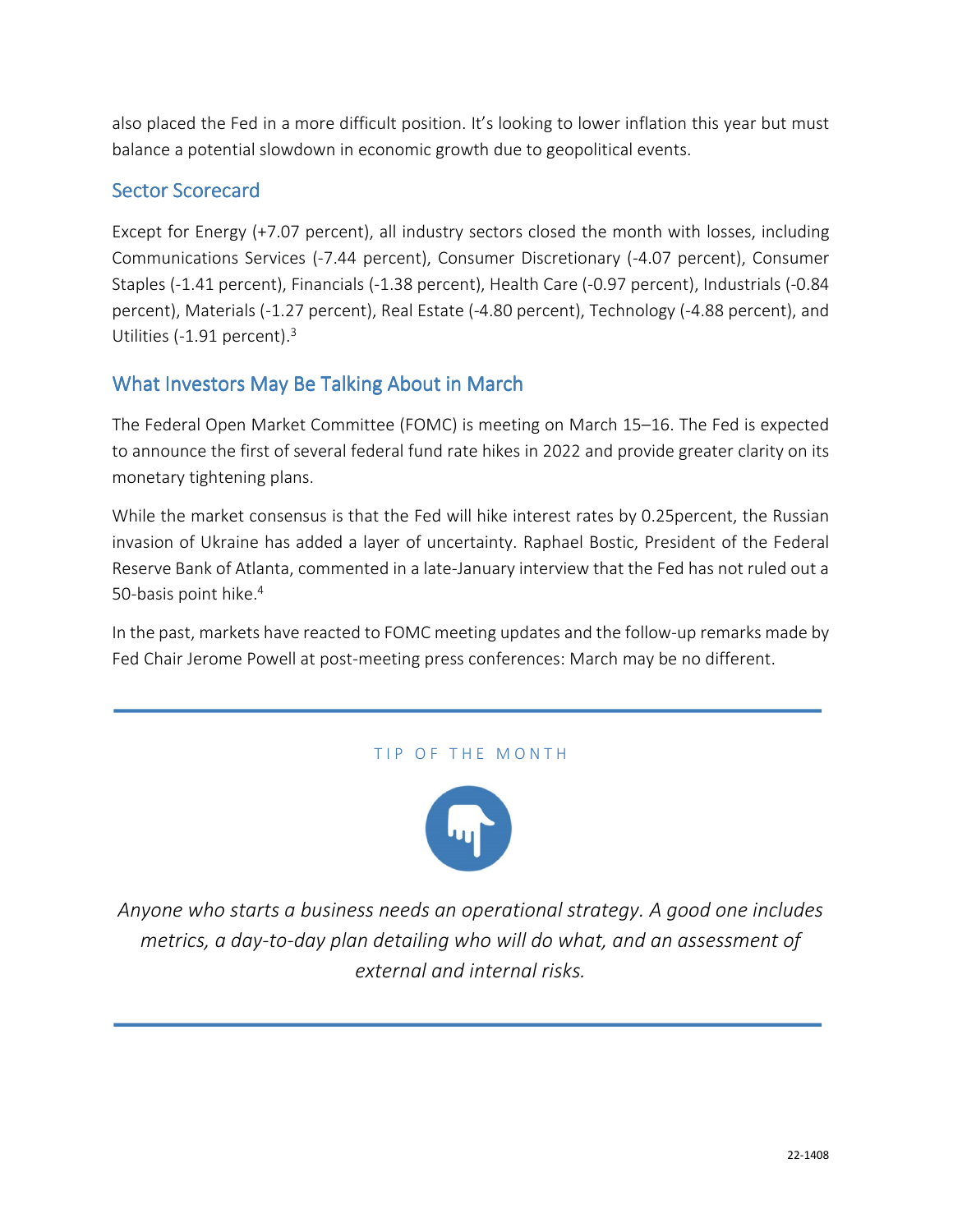also placed the Fed in a more difficult position. It's looking to lower inflation this year but must balance a potential slowdown in economic growth due to geopolitical events.

## Sector Scorecard

Except for Energy (+7.07 percent), all industry sectors closed the month with losses, including Communications Services (-7.44 percent), Consumer Discretionary (-4.07 percent), Consumer Staples (-1.41 percent), Financials (-1.38 percent), Health Care (-0.97 percent), Industrials (-0.84 percent), Materials (-1.27 percent), Real Estate (-4.80 percent), Technology (-4.88 percent), and Utilities (-1.91 percent).[3]

## What Investors May Be Talking About in March

The Federal Open Market Committee (FOMC) is meeting on March 15–16. The Fed is expected to announce the first of several federal fund rate hikes in 2022 and provide greater clarity on its monetary tightening plans.

While the market consensus is that the Fed will hike interest rates by 0.25percent, the Russian invasion of Ukraine has added a layer of uncertainty. Raphael Bostic, President of the Federal Reserve Bank of Atlanta, commented in a late-January interview that the Fed has not ruled out a 50-basis point hike.[4]

In the past, markets have reacted to FOMC meeting updates and the follow-up remarks made by Fed Chair Jerome Powell at post-meeting press conferences: March may be no different.

---

TIP OF THE MONTH

*Anyone who starts a business needs an operational strategy. A good one includes metrics, a day-to-day plan detailing who will do what, and an assessment of external and internal risks.*

---

22-1408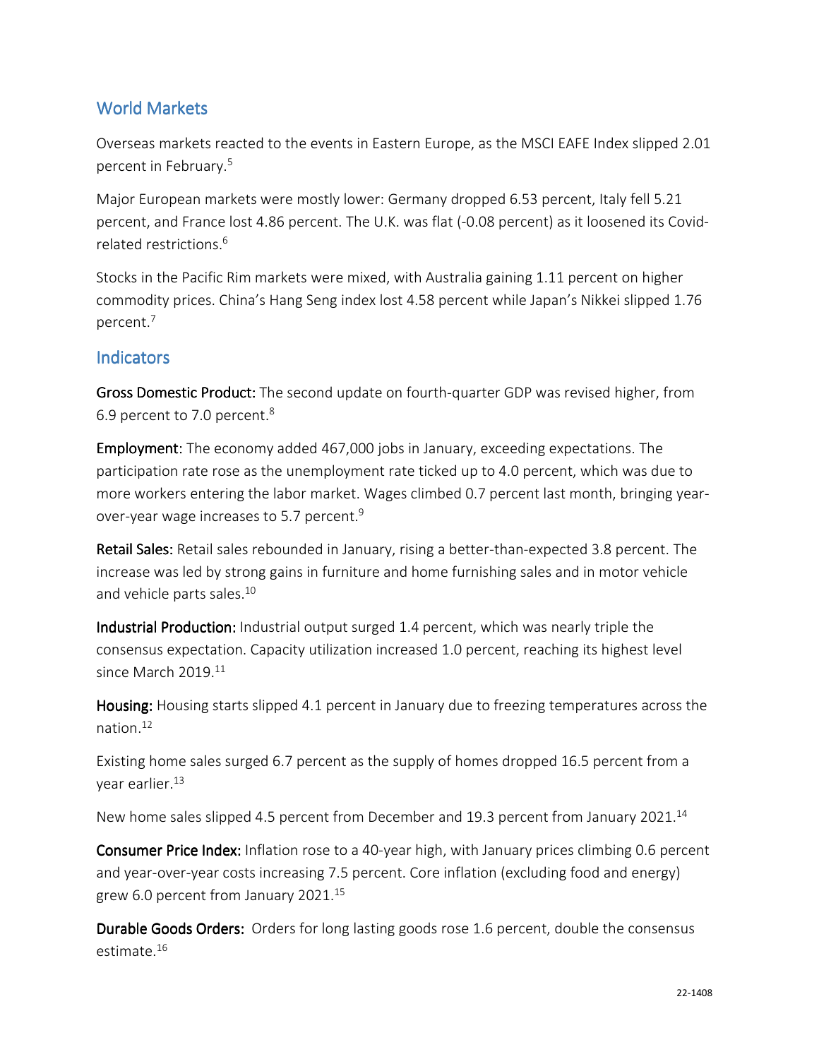## World Markets

Overseas markets reacted to the events in Eastern Europe, as the MSCI EAFE Index slipped 2.01 percent in February.[5]

Major European markets were mostly lower: Germany dropped 6.53 percent, Italy fell 5.21 percent, and France lost 4.86 percent. The U.K. was flat (-0.08 percent) as it loosened its Covid-related restrictions.[6]

Stocks in the Pacific Rim markets were mixed, with Australia gaining 1.11 percent on higher commodity prices. China's Hang Seng index lost 4.58 percent while Japan's Nikkei slipped 1.76 percent.[7]

## Indicators

**Gross Domestic Product:** The second update on fourth-quarter GDP was revised higher, from 6.9 percent to 7.0 percent.[8]

**Employment:** The economy added 467,000 jobs in January, exceeding expectations. The participation rate rose as the unemployment rate ticked up to 4.0 percent, which was due to more workers entering the labor market. Wages climbed 0.7 percent last month, bringing year-over-year wage increases to 5.7 percent.[9]

**Retail Sales:** Retail sales rebounded in January, rising a better-than-expected 3.8 percent. The increase was led by strong gains in furniture and home furnishing sales and in motor vehicle and vehicle parts sales.[10]

**Industrial Production:** Industrial output surged 1.4 percent, which was nearly triple the consensus expectation. Capacity utilization increased 1.0 percent, reaching its highest level since March 2019.[11]

**Housing:** Housing starts slipped 4.1 percent in January due to freezing temperatures across the nation.[12]

Existing home sales surged 6.7 percent as the supply of homes dropped 16.5 percent from a year earlier.[13]

New home sales slipped 4.5 percent from December and 19.3 percent from January 2021.[14]

**Consumer Price Index:** Inflation rose to a 40-year high, with January prices climbing 0.6 percent and year-over-year costs increasing 7.5 percent. Core inflation (excluding food and energy) grew 6.0 percent from January 2021.[15]

**Durable Goods Orders:** Orders for long lasting goods rose 1.6 percent, double the consensus estimate.[16]

22-1408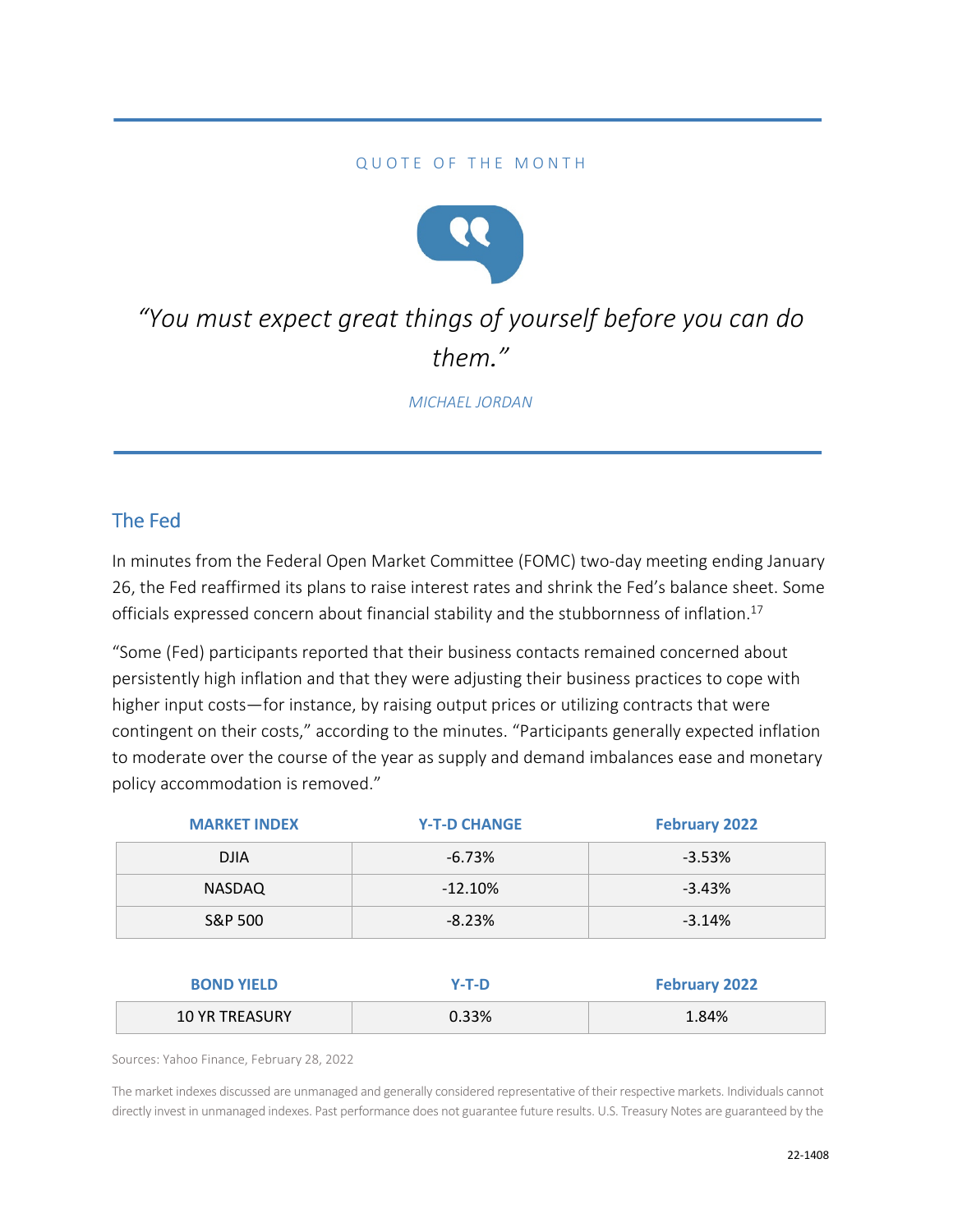QUOTE OF THE MONTH

*"You must expect great things of yourself before you can do them."*

*MICHAEL JORDAN*

## The Fed

In minutes from the Federal Open Market Committee (FOMC) two-day meeting ending January 26, the Fed reaffirmed its plans to raise interest rates and shrink the Fed's balance sheet. Some officials expressed concern about financial stability and the stubbornness of inflation.[17]

"Some (Fed) participants reported that their business contacts remained concerned about persistently high inflation and that they were adjusting their business practices to cope with higher input costs—for instance, by raising output prices or utilizing contracts that were contingent on their costs," according to the minutes. "Participants generally expected inflation to moderate over the course of the year as supply and demand imbalances ease and monetary policy accommodation is removed."

| MARKET INDEX | Y-T-D CHANGE | February 2022 |
|---|---|---|
| DJIA | -6.73% | -3.53% |
| NASDAQ | -12.10% | -3.43% |
| S&P 500 | -8.23% | -3.14% |

| BOND YIELD | Y-T-D | February 2022 |
|---|---|---|
| 10 YR TREASURY | 0.33% | 1.84% |

Sources: Yahoo Finance, February 28, 2022

The market indexes discussed are unmanaged and generally considered representative of their respective markets. Individuals cannot directly invest in unmanaged indexes. Past performance does not guarantee future results. U.S. Treasury Notes are guaranteed by the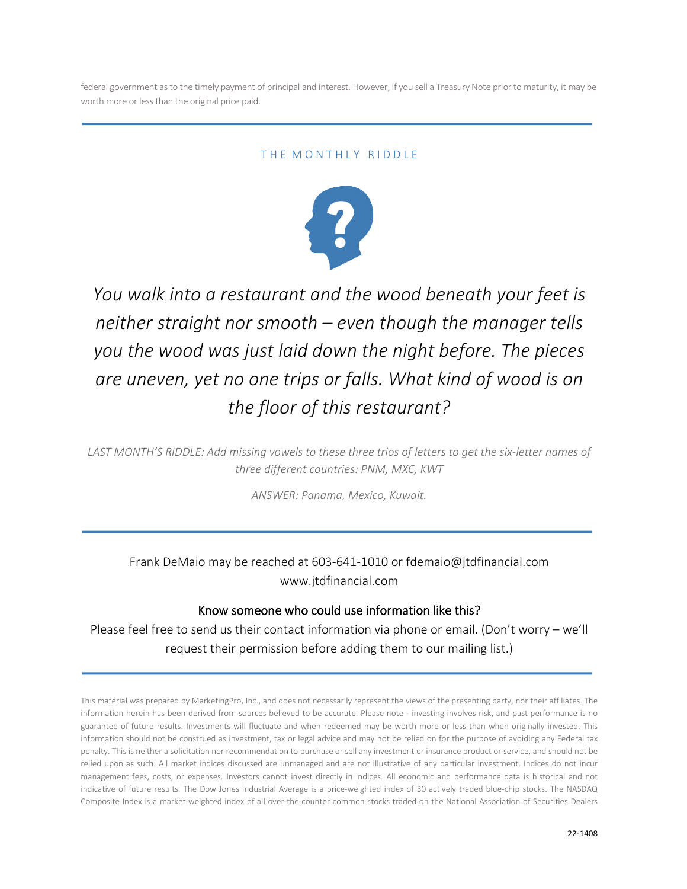federal government as to the timely payment of principal and interest. However, if you sell a Treasury Note prior to maturity, it may be worth more or less than the original price paid.

---

## THE MONTHLY RIDDLE

*You walk into a restaurant and the wood beneath your feet is neither straight nor smooth – even though the manager tells you the wood was just laid down the night before. The pieces are uneven, yet no one trips or falls. What kind of wood is on the floor of this restaurant?*

*LAST MONTH'S RIDDLE: Add missing vowels to these three trios of letters to get the six-letter names of three different countries: PNM, MXC, KWT*

*ANSWER: Panama, Mexico, Kuwait.*

---

Frank DeMaio may be reached at 603-641-1010 or fdemaio@jtdfinancial.com
www.jtdfinancial.com

**Know someone who could use information like this?**

Please feel free to send us their contact information via phone or email. (Don't worry – we'll request their permission before adding them to our mailing list.)

---

This material was prepared by MarketingPro, Inc., and does not necessarily represent the views of the presenting party, nor their affiliates. The information herein has been derived from sources believed to be accurate. Please note - investing involves risk, and past performance is no guarantee of future results. Investments will fluctuate and when redeemed may be worth more or less than when originally invested. This information should not be construed as investment, tax or legal advice and may not be relied on for the purpose of avoiding any Federal tax penalty. This is neither a solicitation nor recommendation to purchase or sell any investment or insurance product or service, and should not be relied upon as such. All market indices discussed are unmanaged and are not illustrative of any particular investment. Indices do not incur management fees, costs, or expenses. Investors cannot invest directly in indices. All economic and performance data is historical and not indicative of future results. The Dow Jones Industrial Average is a price-weighted index of 30 actively traded blue-chip stocks. The NASDAQ Composite Index is a market-weighted index of all over-the-counter common stocks traded on the National Association of Securities Dealers

22-1408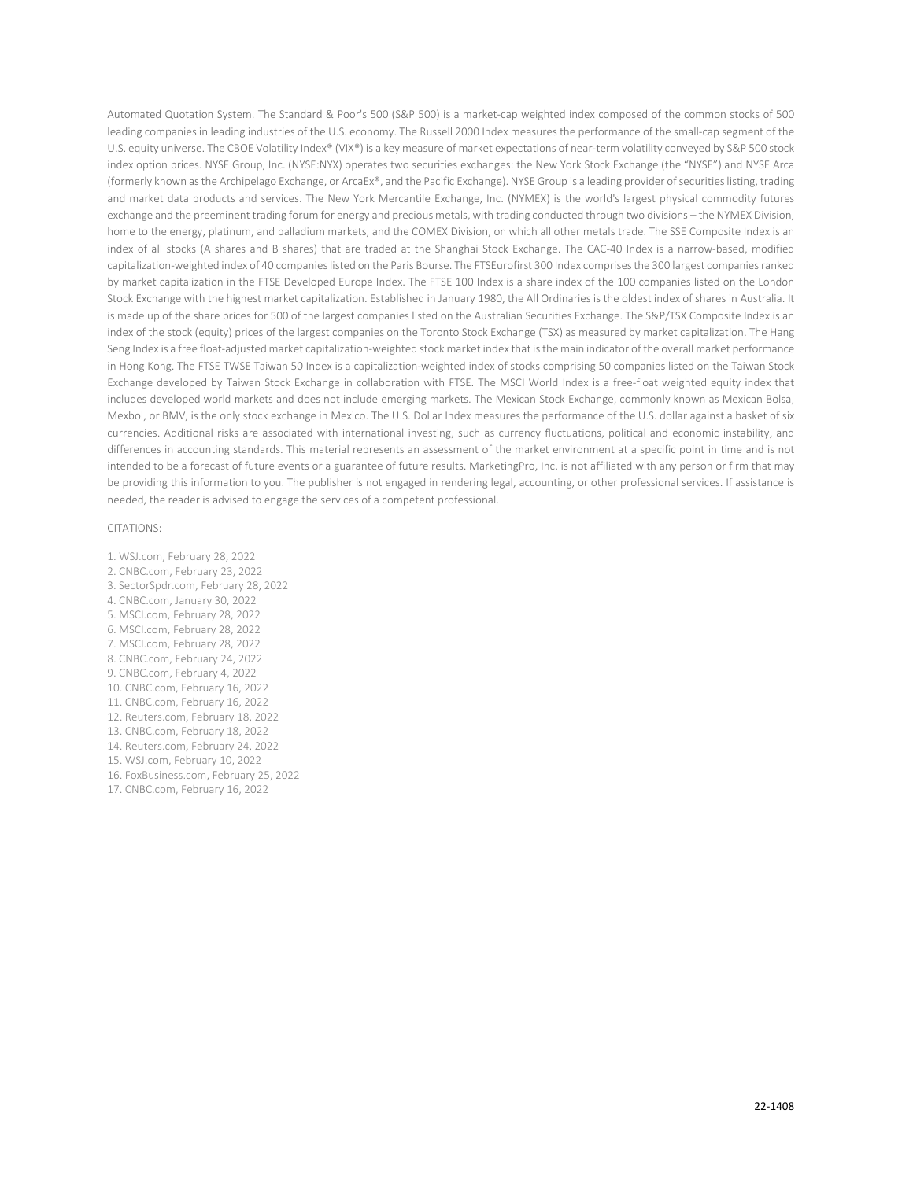Automated Quotation System. The Standard & Poor's 500 (S&P 500) is a market-cap weighted index composed of the common stocks of 500 leading companies in leading industries of the U.S. economy. The Russell 2000 Index measures the performance of the small-cap segment of the U.S. equity universe. The CBOE Volatility Index® (VIX®) is a key measure of market expectations of near-term volatility conveyed by S&P 500 stock index option prices. NYSE Group, Inc. (NYSE:NYX) operates two securities exchanges: the New York Stock Exchange (the "NYSE") and NYSE Arca (formerly known as the Archipelago Exchange, or ArcaEx®, and the Pacific Exchange). NYSE Group is a leading provider of securities listing, trading and market data products and services. The New York Mercantile Exchange, Inc. (NYMEX) is the world's largest physical commodity futures exchange and the preeminent trading forum for energy and precious metals, with trading conducted through two divisions – the NYMEX Division, home to the energy, platinum, and palladium markets, and the COMEX Division, on which all other metals trade. The SSE Composite Index is an index of all stocks (A shares and B shares) that are traded at the Shanghai Stock Exchange. The CAC-40 Index is a narrow-based, modified capitalization-weighted index of 40 companies listed on the Paris Bourse. The FTSEurofirst 300 Index comprises the 300 largest companies ranked by market capitalization in the FTSE Developed Europe Index. The FTSE 100 Index is a share index of the 100 companies listed on the London Stock Exchange with the highest market capitalization. Established in January 1980, the All Ordinaries is the oldest index of shares in Australia. It is made up of the share prices for 500 of the largest companies listed on the Australian Securities Exchange. The S&P/TSX Composite Index is an index of the stock (equity) prices of the largest companies on the Toronto Stock Exchange (TSX) as measured by market capitalization. The Hang Seng Index is a free float-adjusted market capitalization-weighted stock market index that is the main indicator of the overall market performance in Hong Kong. The FTSE TWSE Taiwan 50 Index is a capitalization-weighted index of stocks comprising 50 companies listed on the Taiwan Stock Exchange developed by Taiwan Stock Exchange in collaboration with FTSE. The MSCI World Index is a free-float weighted equity index that includes developed world markets and does not include emerging markets. The Mexican Stock Exchange, commonly known as Mexican Bolsa, Mexbol, or BMV, is the only stock exchange in Mexico. The U.S. Dollar Index measures the performance of the U.S. dollar against a basket of six currencies. Additional risks are associated with international investing, such as currency fluctuations, political and economic instability, and differences in accounting standards. This material represents an assessment of the market environment at a specific point in time and is not intended to be a forecast of future events or a guarantee of future results. MarketingPro, Inc. is not affiliated with any person or firm that may be providing this information to you. The publisher is not engaged in rendering legal, accounting, or other professional services. If assistance is needed, the reader is advised to engage the services of a competent professional.

CITATIONS:

1. WSJ.com, February 28, 2022
2. CNBC.com, February 23, 2022
3. SectorSpdr.com, February 28, 2022
4. CNBC.com, January 30, 2022
5. MSCI.com, February 28, 2022
6. MSCI.com, February 28, 2022
7. MSCI.com, February 28, 2022
8. CNBC.com, February 24, 2022
9. CNBC.com, February 4, 2022
10. CNBC.com, February 16, 2022
11. CNBC.com, February 16, 2022
12. Reuters.com, February 18, 2022
13. CNBC.com, February 18, 2022
14. Reuters.com, February 24, 2022
15. WSJ.com, February 10, 2022
16. FoxBusiness.com, February 25, 2022
17. CNBC.com, February 16, 2022

22-1408